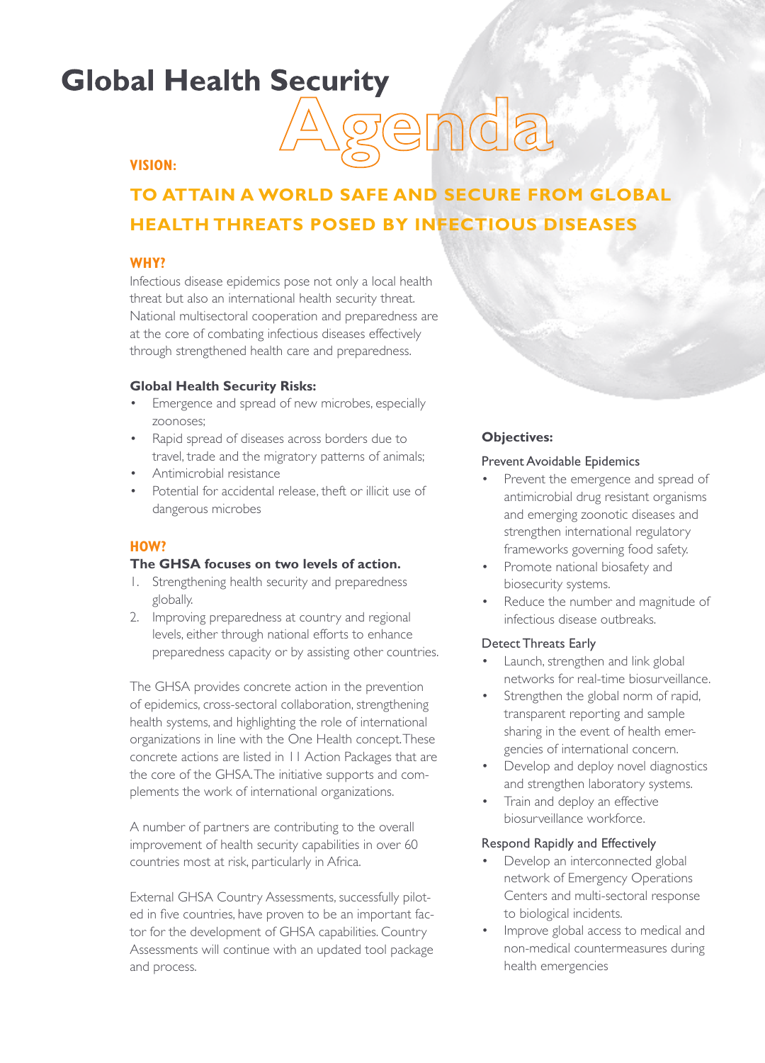# Global Health Security Agenda

**VISION:**

## TO ATTAIN A WORLD SAFE AND SECURE FROM GLOBAL HEALTH THREATS POSED BY INFECTIOUS DISEASES

### WHY?

Infectious disease epidemics pose not only a local health threat but also an international health security threat. National multisectoral cooperation and preparedness are at the core of combating infectious diseases effectively through strengthened health care and preparedness.

**Global Health Security Risks:**

- Emergence and spread of new microbes, especially zoonoses;
- Rapid spread of diseases across borders due to travel, trade and the migratory patterns of animals;
- Antimicrobial resistance
- Potential for accidental release, theft or illicit use of dangerous microbes

### HOW?

**The GHSA focuses on two levels of action.**

1. Strengthening health security and preparedness globally.
2. Improving preparedness at country and regional levels, either through national efforts to enhance preparedness capacity or by assisting other countries.

The GHSA provides concrete action in the prevention of epidemics, cross-sectoral collaboration, strengthening health systems, and highlighting the role of international organizations in line with the One Health concept. These concrete actions are listed in 11 Action Packages that are the core of the GHSA. The initiative supports and complements the work of international organizations.

A number of partners are contributing to the overall improvement of health security capabilities in over 60 countries most at risk, particularly in Africa.

External GHSA Country Assessments, successfully piloted in five countries, have proven to be an important factor for the development of GHSA capabilities. Country Assessments will continue with an updated tool package and process.

**Objectives:**

Prevent Avoidable Epidemics

- Prevent the emergence and spread of antimicrobial drug resistant organisms and emerging zoonotic diseases and strengthen international regulatory frameworks governing food safety.
- Promote national biosafety and biosecurity systems.
- Reduce the number and magnitude of infectious disease outbreaks.

Detect Threats Early

- Launch, strengthen and link global networks for real-time biosurveillance.
- Strengthen the global norm of rapid, transparent reporting and sample sharing in the event of health emergencies of international concern.
- Develop and deploy novel diagnostics and strengthen laboratory systems.
- Train and deploy an effective biosurveillance workforce.

Respond Rapidly and Effectively

- Develop an interconnected global network of Emergency Operations Centers and multi-sectoral response to biological incidents.
- Improve global access to medical and non-medical countermeasures during health emergencies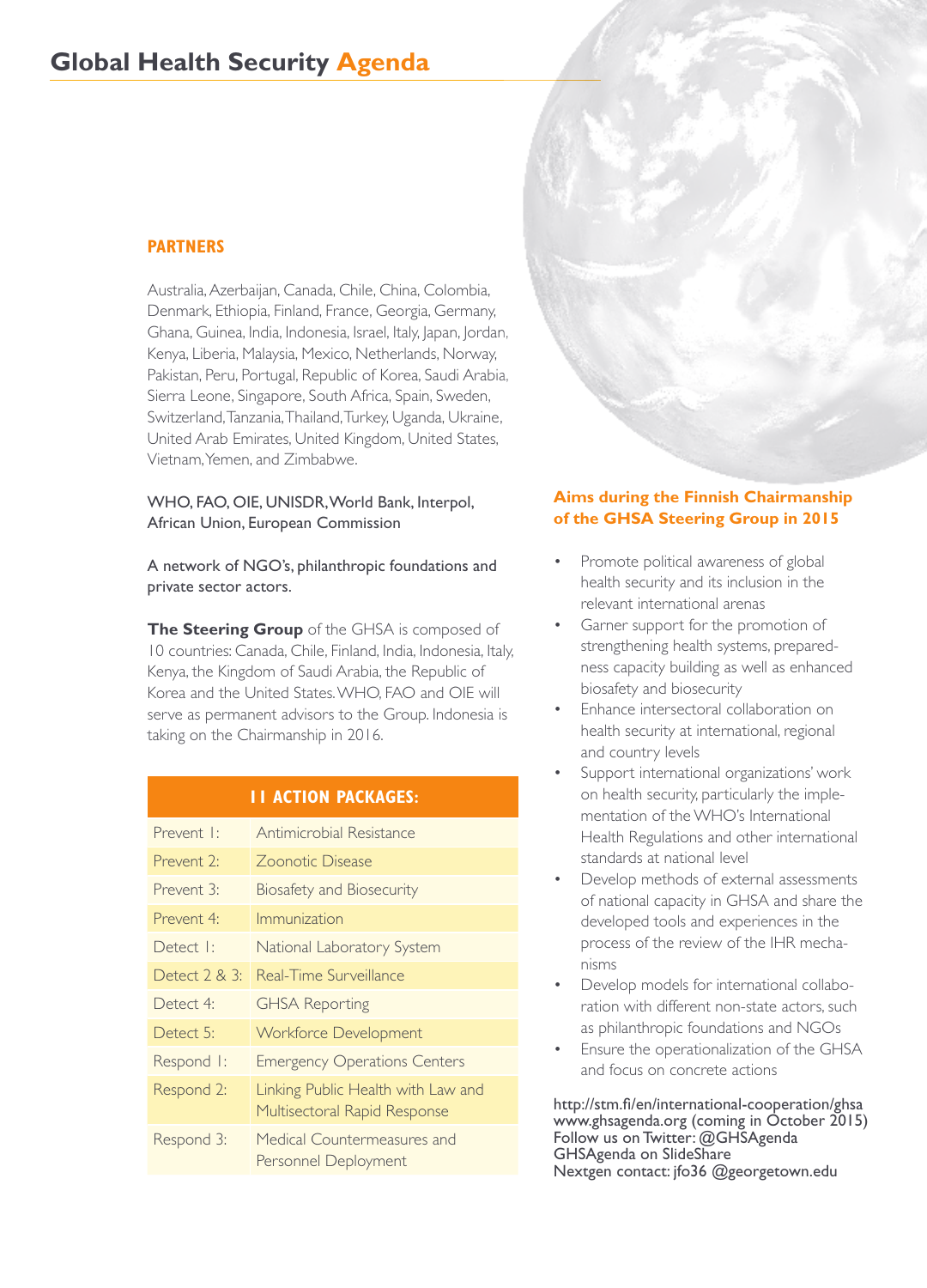# Global Health Security Agenda

## PARTNERS

Australia, Azerbaijan, Canada, Chile, China, Colombia, Denmark, Ethiopia, Finland, France, Georgia, Germany, Ghana, Guinea, India, Indonesia, Israel, Italy, Japan, Jordan, Kenya, Liberia, Malaysia, Mexico, Netherlands, Norway, Pakistan, Peru, Portugal, Republic of Korea, Saudi Arabia, Sierra Leone, Singapore, South Africa, Spain, Sweden, Switzerland, Tanzania, Thailand, Turkey, Uganda, Ukraine, United Arab Emirates, United Kingdom, United States, Vietnam, Yemen, and Zimbabwe.

WHO, FAO, OIE, UNISDR, World Bank, Interpol, African Union, European Commission

A network of NGO's, philanthropic foundations and private sector actors.

**The Steering Group** of the GHSA is composed of 10 countries: Canada, Chile, Finland, India, Indonesia, Italy, Kenya, the Kingdom of Saudi Arabia, the Republic of Korea and the United States. WHO, FAO and OIE will serve as permanent advisors to the Group. Indonesia is taking on the Chairmanship in 2016.

| 11 ACTION PACKAGES: | |
|---|---|
| Prevent 1: | Antimicrobial Resistance |
| Prevent 2: | Zoonotic Disease |
| Prevent 3: | Biosafety and Biosecurity |
| Prevent 4: | Immunization |
| Detect 1: | National Laboratory System |
| Detect 2 & 3: | Real-Time Surveillance |
| Detect 4: | GHSA Reporting |
| Detect 5: | Workforce Development |
| Respond 1: | Emergency Operations Centers |
| Respond 2: | Linking Public Health with Law and Multisectoral Rapid Response |
| Respond 3: | Medical Countermeasures and Personnel Deployment |

## Aims during the Finnish Chairmanship of the GHSA Steering Group in 2015

- Promote political awareness of global health security and its inclusion in the relevant international arenas
- Garner support for the promotion of strengthening health systems, preparedness capacity building as well as enhanced biosafety and biosecurity
- Enhance intersectoral collaboration on health security at international, regional and country levels
- Support international organizations' work on health security, particularly the implementation of the WHO's International Health Regulations and other international standards at national level
- Develop methods of external assessments of national capacity in GHSA and share the developed tools and experiences in the process of the review of the IHR mechanisms
- Develop models for international collaboration with different non-state actors, such as philanthropic foundations and NGOs
- Ensure the operationalization of the GHSA and focus on concrete actions

http://stm.fi/en/international-cooperation/ghsa
www.ghsagenda.org (coming in October 2015)
Follow us on Twitter: @GHSAgenda
GHSAgenda on SlideShare
Nextgen contact: jfo36 @georgetown.edu